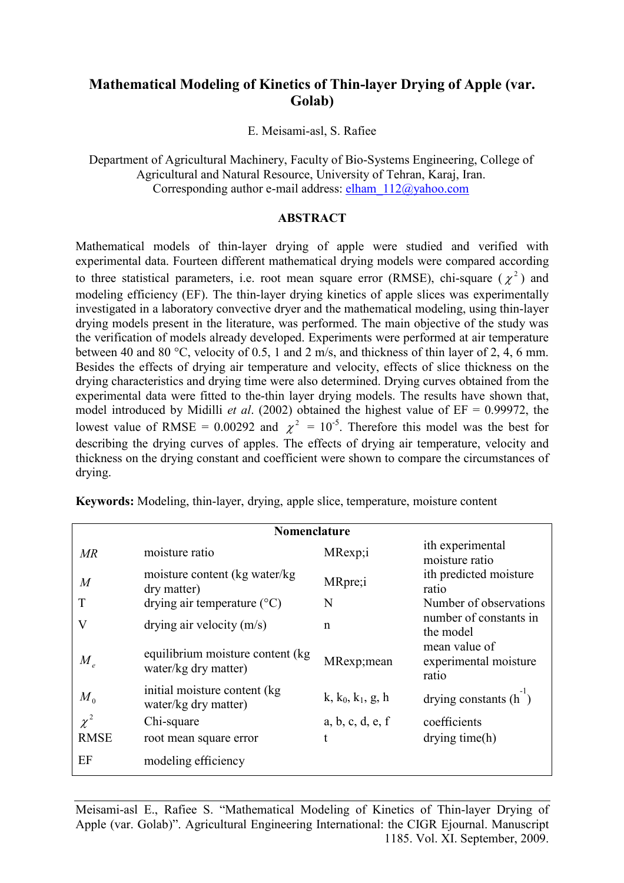# Mathematical Modeling of Kinetics of Thin-layer Drying of Apple (var. Golab)

E. Meisami-asl, S. Rafiee

Department of Agricultural Machinery, Faculty of Bio-Systems Engineering, College of Agricultural and Natural Resource, University of Tehran, Karaj, Iran.
Corresponding author e-mail address: elham_112@yahoo.com

## ABSTRACT

Mathematical models of thin-layer drying of apple were studied and verified with experimental data. Fourteen different mathematical drying models were compared according to three statistical parameters, i.e. root mean square error (RMSE), chi-square ($\chi^2$) and modeling efficiency (EF). The thin-layer drying kinetics of apple slices was experimentally investigated in a laboratory convective dryer and the mathematical modeling, using thin-layer drying models present in the literature, was performed. The main objective of the study was the verification of models already developed. Experiments were performed at air temperature between 40 and 80 °C, velocity of 0.5, 1 and 2 m/s, and thickness of thin layer of 2, 4, 6 mm. Besides the effects of drying air temperature and velocity, effects of slice thickness on the drying characteristics and drying time were also determined. Drying curves obtained from the experimental data were fitted to the-thin layer drying models. The results have shown that, model introduced by Midilli *et al*. (2002) obtained the highest value of EF = 0.99972, the lowest value of RMSE = 0.00292 and $\chi^2$ = $10^{-5}$. Therefore this model was the best for describing the drying curves of apples. The effects of drying air temperature, velocity and thickness on the drying constant and coefficient were shown to compare the circumstances of drying.

**Keywords:** Modeling, thin-layer, drying, apple slice, temperature, moisture content

| **Nomenclature** | | | |
|---|---|---|---|
| $MR$ | moisture ratio | MRexp;i | ith experimental moisture ratio |
| $M$ | moisture content (kg water/kg dry matter) | MRpre;i | ith predicted moisture ratio |
| T | drying air temperature (°C) | N | Number of observations |
| V | drying air velocity (m/s) | n | number of constants in the model |
| $M_e$ | equilibrium moisture content (kg water/kg dry matter) | MRexp;mean | mean value of experimental moisture ratio |
| $M_0$ | initial moisture content (kg water/kg dry matter) | k, $k_0$, $k_1$, g, h | drying constants ($h^{-1}$) |
| $\chi^2$ | Chi-square | a, b, c, d, e, f | coefficients |
| RMSE | root mean square error | t | drying time(h) |
| EF | modeling efficiency | | |

Meisami-asl E., Rafiee S. "Mathematical Modeling of Kinetics of Thin-layer Drying of Apple (var. Golab)". Agricultural Engineering International: the CIGR Ejournal. Manuscript 1185. Vol. XI. September, 2009.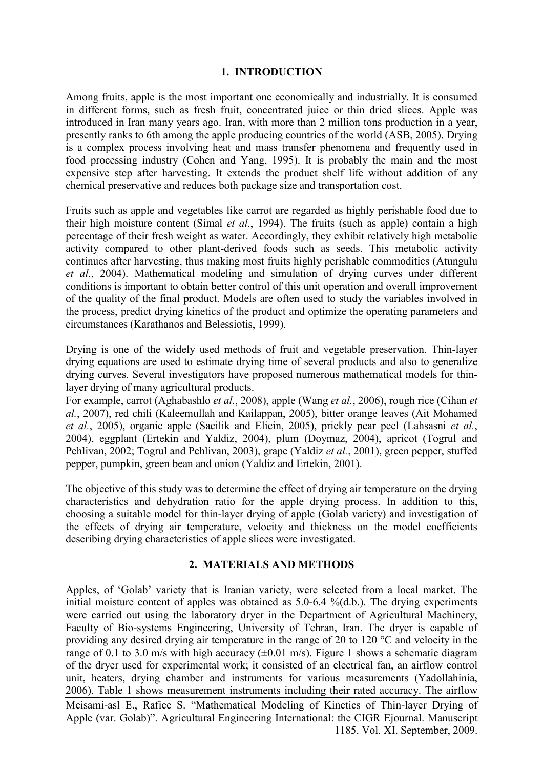## 1. INTRODUCTION

Among fruits, apple is the most important one economically and industrially. It is consumed in different forms, such as fresh fruit, concentrated juice or thin dried slices. Apple was introduced in Iran many years ago. Iran, with more than 2 million tons production in a year, presently ranks to 6th among the apple producing countries of the world (ASB, 2005). Drying is a complex process involving heat and mass transfer phenomena and frequently used in food processing industry (Cohen and Yang, 1995). It is probably the main and the most expensive step after harvesting. It extends the product shelf life without addition of any chemical preservative and reduces both package size and transportation cost.

Fruits such as apple and vegetables like carrot are regarded as highly perishable food due to their high moisture content (Simal *et al.*, 1994). The fruits (such as apple) contain a high percentage of their fresh weight as water. Accordingly, they exhibit relatively high metabolic activity compared to other plant-derived foods such as seeds. This metabolic activity continues after harvesting, thus making most fruits highly perishable commodities (Atungulu *et al.*, 2004). Mathematical modeling and simulation of drying curves under different conditions is important to obtain better control of this unit operation and overall improvement of the quality of the final product. Models are often used to study the variables involved in the process, predict drying kinetics of the product and optimize the operating parameters and circumstances (Karathanos and Belessiotis, 1999).

Drying is one of the widely used methods of fruit and vegetable preservation. Thin-layer drying equations are used to estimate drying time of several products and also to generalize drying curves. Several investigators have proposed numerous mathematical models for thin-layer drying of many agricultural products.

For example, carrot (Aghabashlo *et al.*, 2008), apple (Wang *et al.*, 2006), rough rice (Cihan *et al.*, 2007), red chili (Kaleemullah and Kailappan, 2005), bitter orange leaves (Ait Mohamed *et al.*, 2005), organic apple (Sacilik and Elicin, 2005), prickly pear peel (Lahsasni *et al.*, 2004), eggplant (Ertekin and Yaldiz, 2004), plum (Doymaz, 2004), apricot (Togrul and Pehlivan, 2002; Togrul and Pehlivan, 2003), grape (Yaldiz *et al.*, 2001), green pepper, stuffed pepper, pumpkin, green bean and onion (Yaldiz and Ertekin, 2001).

The objective of this study was to determine the effect of drying air temperature on the drying characteristics and dehydration ratio for the apple drying process. In addition to this, choosing a suitable model for thin-layer drying of apple (Golab variety) and investigation of the effects of drying air temperature, velocity and thickness on the model coefficients describing drying characteristics of apple slices were investigated.

## 2. MATERIALS AND METHODS

Apples, of 'Golab' variety that is Iranian variety, were selected from a local market. The initial moisture content of apples was obtained as 5.0-6.4 %(d.b.). The drying experiments were carried out using the laboratory dryer in the Department of Agricultural Machinery, Faculty of Bio-systems Engineering, University of Tehran, Iran. The dryer is capable of providing any desired drying air temperature in the range of 20 to 120 °C and velocity in the range of 0.1 to 3.0 m/s with high accuracy (±0.01 m/s). Figure 1 shows a schematic diagram of the dryer used for experimental work; it consisted of an electrical fan, an airflow control unit, heaters, drying chamber and instruments for various measurements (Yadollahinia, 2006). Table 1 shows measurement instruments including their rated accuracy. The airflow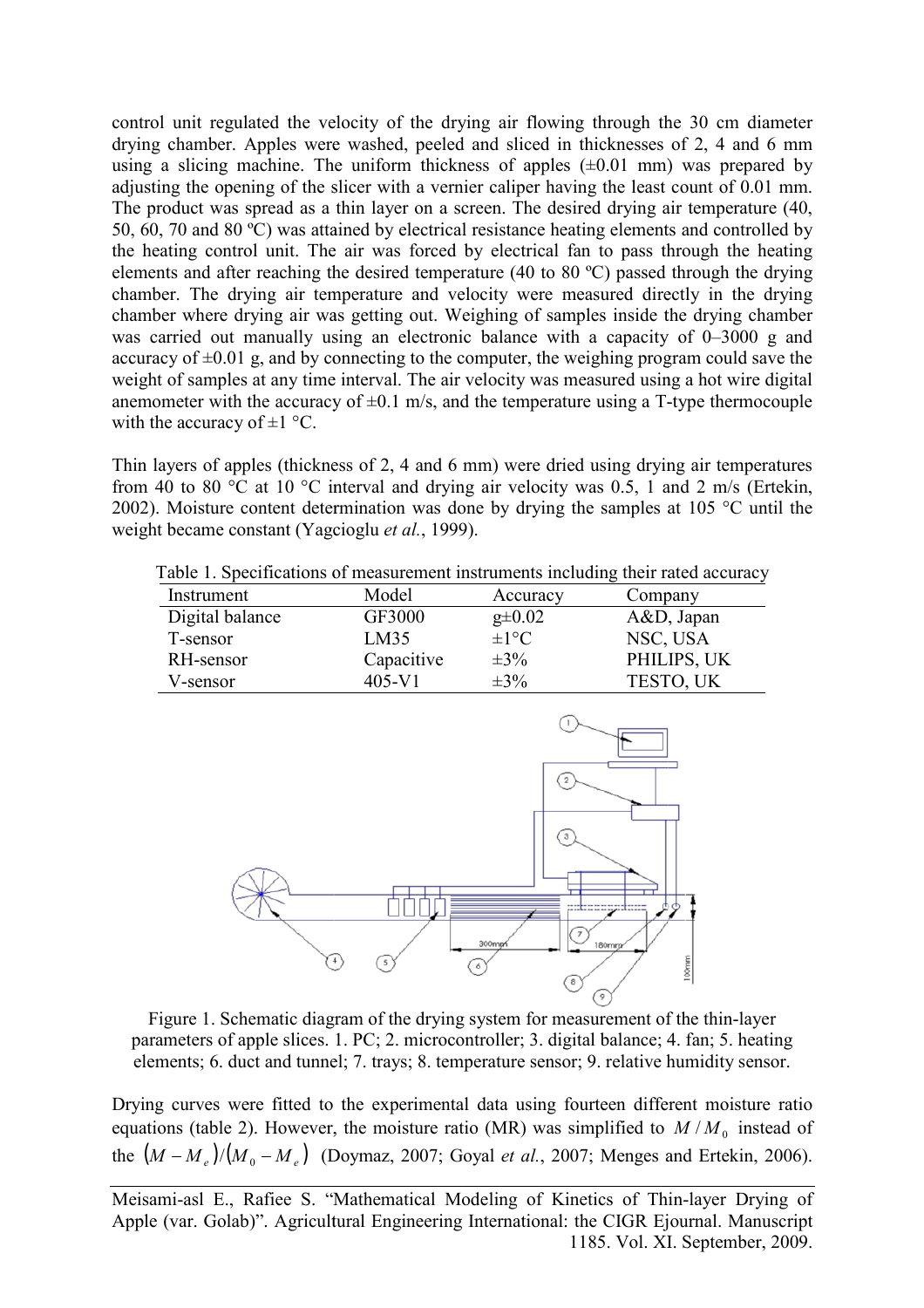control unit regulated the velocity of the drying air flowing through the 30 cm diameter drying chamber. Apples were washed, peeled and sliced in thicknesses of 2, 4 and 6 mm using a slicing machine. The uniform thickness of apples (±0.01 mm) was prepared by adjusting the opening of the slicer with a vernier caliper having the least count of 0.01 mm. The product was spread as a thin layer on a screen. The desired drying air temperature (40, 50, 60, 70 and 80 ºC) was attained by electrical resistance heating elements and controlled by the heating control unit. The air was forced by electrical fan to pass through the heating elements and after reaching the desired temperature (40 to 80 ºC) passed through the drying chamber. The drying air temperature and velocity were measured directly in the drying chamber where drying air was getting out. Weighing of samples inside the drying chamber was carried out manually using an electronic balance with a capacity of 0–3000 g and accuracy of ±0.01 g, and by connecting to the computer, the weighing program could save the weight of samples at any time interval. The air velocity was measured using a hot wire digital anemometer with the accuracy of ±0.1 m/s, and the temperature using a T-type thermocouple with the accuracy of ±1 °C.

Thin layers of apples (thickness of 2, 4 and 6 mm) were dried using drying air temperatures from 40 to 80 °C at 10 °C interval and drying air velocity was 0.5, 1 and 2 m/s (Ertekin, 2002). Moisture content determination was done by drying the samples at 105 °C until the weight became constant (Yagcioglu *et al.*, 1999).

Table 1. Specifications of measurement instruments including their rated accuracy

| Instrument | Model | Accuracy | Company |
|---|---|---|---|
| Digital balance | GF3000 | g±0.02 | A&D, Japan |
| T-sensor | LM35 | ±1°C | NSC, USA |
| RH-sensor | Capacitive | ±3% | PHILIPS, UK |
| V-sensor | 405-V1 | ±3% | TESTO, UK |

Figure 1. Schematic diagram of the drying system for measurement of the thin-layer parameters of apple slices. 1. PC; 2. microcontroller; 3. digital balance; 4. fan; 5. heating elements; 6. duct and tunnel; 7. trays; 8. temperature sensor; 9. relative humidity sensor.

Drying curves were fitted to the experimental data using fourteen different moisture ratio equations (table 2). However, the moisture ratio (MR) was simplified to $M/M_0$ instead of the $(M - M_e)/(M_0 - M_e)$ (Doymaz, 2007; Goyal *et al.*, 2007; Menges and Ertekin, 2006).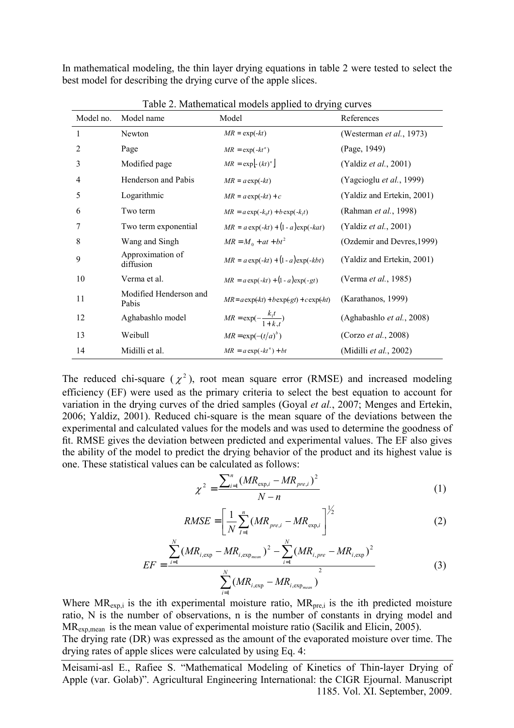In mathematical modeling, the thin layer drying equations in table 2 were tested to select the best model for describing the drying curve of the apple slices.

Table 2. Mathematical models applied to drying curves

| Model no. | Model name | Model | References |
|---|---|---|---|
| 1 | Newton | $MR = \exp(-kt)$ | (Westerman *et al.*, 1973) |
| 2 | Page | $MR = \exp(-kt^n)$ | (Page, 1949) |
| 3 | Modified page | $MR = \exp\left[-(kt)^n\right]$ | (Yaldiz *et al.*, 2001) |
| 4 | Henderson and Pabis | $MR = a\exp(-kt)$ | (Yagcioglu *et al.*, 1999) |
| 5 | Logarithmic | $MR = a\exp(-kt) + c$ | (Yaldiz and Ertekin, 2001) |
| 6 | Two term | $MR = a\exp(-k_0 t) + b\exp(-k_1 t)$ | (Rahman *et al.*, 1998) |
| 7 | Two term exponential | $MR = a\exp(-kt) + (1-a)\exp(-kat)$ | (Yaldiz *et al.*, 2001) |
| 8 | Wang and Singh | $MR = M_0 + at + bt^2$ | (Ozdemir and Devres,1999) |
| 9 | Approximation of diffusion | $MR = a\exp(-kt) + (1-a)\exp(-kbt)$ | (Yaldiz and Ertekin, 2001) |
| 10 | Verma et al. | $MR = a\exp(-kt) + (1-a)\exp(-gt)$ | (Verma *et al.*, 1985) |
| 11 | Modified Henderson and Pabis | $MR = a\exp(-kt) + b\exp(-gt) + c\exp(-ht)$ | (Karathanos, 1999) |
| 12 | Aghabashlo model | $MR = \exp(-\frac{k_1 t}{1 + k_2 t})$ | (Aghabashlo *et al.*, 2008) |
| 13 | Weibull | $MR = \exp(-(t/a)^b)$ | (Corzo *et al.*, 2008) |
| 14 | Midilli et al. | $MR = a\exp(-kt^n) + bt$ | (Midilli *et al.*, 2002) |

The reduced chi-square ($\chi^2$), root mean square error (RMSE) and increased modeling efficiency (EF) were used as the primary criteria to select the best equation to account for variation in the drying curves of the dried samples (Goyal *et al.*, 2007; Menges and Ertekin, 2006; Yaldiz, 2001). Reduced chi-square is the mean square of the deviations between the experimental and calculated values for the models and was used to determine the goodness of fit. RMSE gives the deviation between predicted and experimental values. The EF also gives the ability of the model to predict the drying behavior of the product and its highest value is one. These statistical values can be calculated as follows:

$$\chi^2 = \frac{\sum_{i=1}^{n}(MR_{\exp,i} - MR_{pre,i})^2}{N - n} \tag{1}$$

$$RMSE = \left[\frac{1}{N}\sum_{I=1}^{n}(MR_{pre,i} - MR_{\exp,i})^2\right]^{\frac{1}{2}} \tag{2}$$

$$EF = \frac{\sum_{i=1}^{N}(MR_{i,\exp} - MR_{i,\exp_{mean}})^2 - \sum_{i=1}^{N}(MR_{i,pre} - MR_{i,\exp})^2}{\sum_{i=1}^{N}(MR_{i,\exp} - MR_{i,\exp_{mean}})^2} \tag{3}$$

Where $MR_{\exp,i}$ is the ith experimental moisture ratio, $MR_{pre,i}$ is the ith predicted moisture ratio, N is the number of observations, n is the number of constants in drying model and $MR_{\exp,mean}$ is the mean value of experimental moisture ratio (Sacilik and Elicin, 2005).

The drying rate (DR) was expressed as the amount of the evaporated moisture over time. The drying rates of apple slices were calculated by using Eq. 4: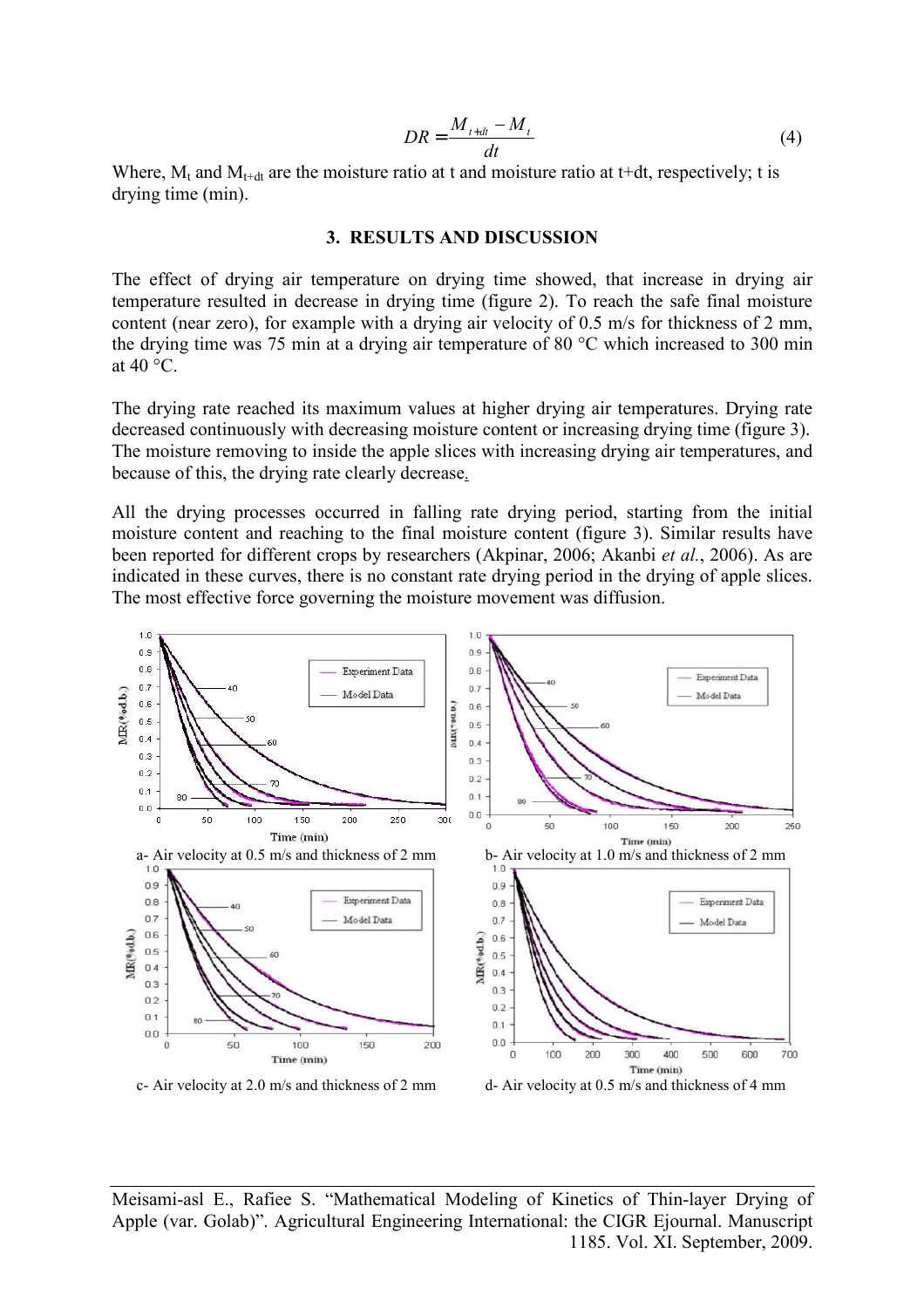$$DR = \frac{M_{t+dt} - M_t}{dt} \tag{4}$$

Where, $M_t$ and $M_{t+dt}$ are the moisture ratio at t and moisture ratio at t+dt, respectively; t is drying time (min).

## 3. RESULTS AND DISCUSSION

The effect of drying air temperature on drying time showed, that increase in drying air temperature resulted in decrease in drying time (figure 2). To reach the safe final moisture content (near zero), for example with a drying air velocity of 0.5 m/s for thickness of 2 mm, the drying time was 75 min at a drying air temperature of 80 °C which increased to 300 min at 40 °C.

The drying rate reached its maximum values at higher drying air temperatures. Drying rate decreased continuously with decreasing moisture content or increasing drying time (figure 3). The moisture removing to inside the apple slices with increasing drying air temperatures, and because of this, the drying rate clearly decrease.

All the drying processes occurred in falling rate drying period, starting from the initial moisture content and reaching to the final moisture content (figure 3). Similar results have been reported for different crops by researchers (Akpinar, 2006; Akanbi *et al.*, 2006). As are indicated in these curves, there is no constant rate drying period in the drying of apple slices. The most effective force governing the moisture movement was diffusion.

a- Air velocity at 0.5 m/s and thickness of 2 mm

b- Air velocity at 1.0 m/s and thickness of 2 mm

c- Air velocity at 2.0 m/s and thickness of 2 mm

d- Air velocity at 0.5 m/s and thickness of 4 mm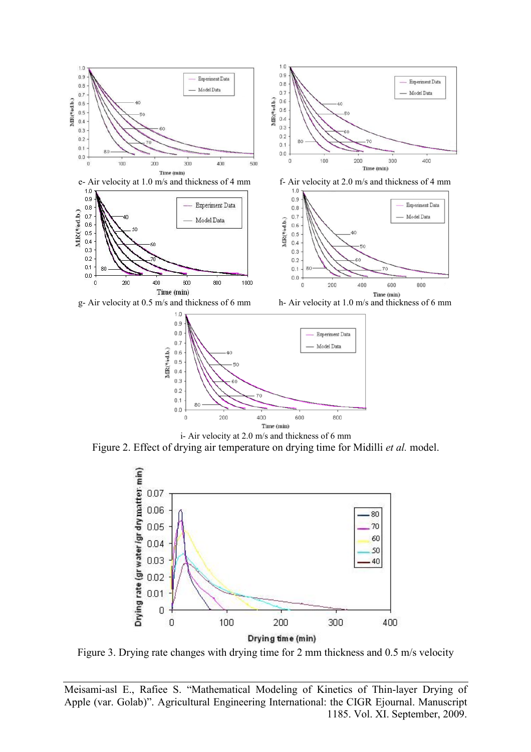e- Air velocity at 1.0 m/s and thickness of 4 mm

f- Air velocity at 2.0 m/s and thickness of 4 mm

g- Air velocity at 0.5 m/s and thickness of 6 mm

h- Air velocity at 1.0 m/s and thickness of 6 mm

i- Air velocity at 2.0 m/s and thickness of 6 mm

Figure 2. Effect of drying air temperature on drying time for Midilli *et al.* model.

Figure 3. Drying rate changes with drying time for 2 mm thickness and 0.5 m/s velocity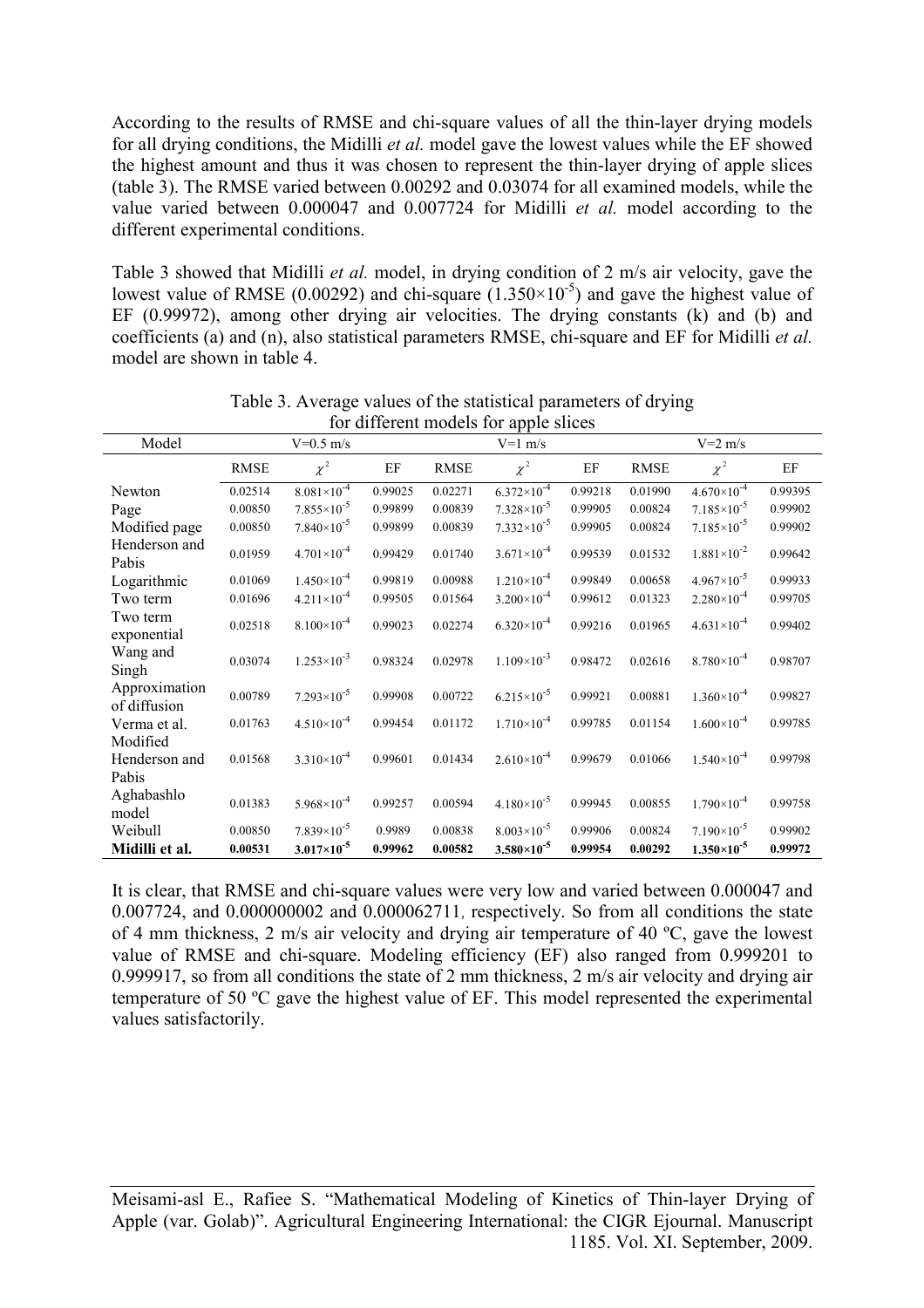According to the results of RMSE and chi-square values of all the thin-layer drying models for all drying conditions, the Midilli *et al.* model gave the lowest values while the EF showed the highest amount and thus it was chosen to represent the thin-layer drying of apple slices (table 3). The RMSE varied between 0.00292 and 0.03074 for all examined models, while the value varied between 0.000047 and 0.007724 for Midilli *et al.* model according to the different experimental conditions.

Table 3 showed that Midilli *et al.* model, in drying condition of 2 m/s air velocity, gave the lowest value of RMSE (0.00292) and chi-square ($1.350\times10^{-5}$) and gave the highest value of EF (0.99972), among other drying air velocities. The drying constants (k) and (b) and coefficients (a) and (n), also statistical parameters RMSE, chi-square and EF for Midilli *et al.* model are shown in table 4.

Table 3. Average values of the statistical parameters of drying for different models for apple slices

| Model | V=0.5 m/s | | | V=1 m/s | | | V=2 m/s | | |
|---|---|---|---|---|---|---|---|---|---|
| | RMSE | $\chi^2$ | EF | RMSE | $\chi^2$ | EF | RMSE | $\chi^2$ | EF |
| Newton | 0.02514 | $8.081\times10^{-4}$ | 0.99025 | 0.02271 | $6.372\times10^{-4}$ | 0.99218 | 0.01990 | $4.670\times10^{-4}$ | 0.99395 |
| Page | 0.00850 | $7.855\times10^{-5}$ | 0.99899 | 0.00839 | $7.328\times10^{-5}$ | 0.99905 | 0.00824 | $7.185\times10^{-5}$ | 0.99902 |
| Modified page | 0.00850 | $7.840\times10^{-5}$ | 0.99899 | 0.00839 | $7.332\times10^{-5}$ | 0.99905 | 0.00824 | $7.185\times10^{-5}$ | 0.99902 |
| Henderson and Pabis | 0.01959 | $4.701\times10^{-4}$ | 0.99429 | 0.01740 | $3.671\times10^{-4}$ | 0.99539 | 0.01532 | $1.881\times10^{-2}$ | 0.99642 |
| Logarithmic | 0.01069 | $1.450\times10^{-4}$ | 0.99819 | 0.00988 | $1.210\times10^{-4}$ | 0.99849 | 0.00658 | $4.967\times10^{-5}$ | 0.99933 |
| Two term | 0.01696 | $4.211\times10^{-4}$ | 0.99505 | 0.01564 | $3.200\times10^{-4}$ | 0.99612 | 0.01323 | $2.280\times10^{-4}$ | 0.99705 |
| Two term exponential | 0.02518 | $8.100\times10^{-4}$ | 0.99023 | 0.02274 | $6.320\times10^{-4}$ | 0.99216 | 0.01965 | $4.631\times10^{-4}$ | 0.99402 |
| Wang and Singh | 0.03074 | $1.253\times10^{-3}$ | 0.98324 | 0.02978 | $1.109\times10^{-3}$ | 0.98472 | 0.02616 | $8.780\times10^{-4}$ | 0.98707 |
| Approximation of diffusion | 0.00789 | $7.293\times10^{-5}$ | 0.99908 | 0.00722 | $6.215\times10^{-5}$ | 0.99921 | 0.00881 | $1.360\times10^{-4}$ | 0.99827 |
| Verma et al. | 0.01763 | $4.510\times10^{-4}$ | 0.99454 | 0.01172 | $1.710\times10^{-4}$ | 0.99785 | 0.01154 | $1.600\times10^{-4}$ | 0.99785 |
| Modified Henderson and Pabis | 0.01568 | $3.310\times10^{-4}$ | 0.99601 | 0.01434 | $2.610\times10^{-4}$ | 0.99679 | 0.01066 | $1.540\times10^{-4}$ | 0.99798 |
| Aghabashlo model | 0.01383 | $5.968\times10^{-4}$ | 0.99257 | 0.00594 | $4.180\times10^{-5}$ | 0.99945 | 0.00855 | $1.790\times10^{-4}$ | 0.99758 |
| Weibull | 0.00850 | $7.839\times10^{-5}$ | 0.9989 | 0.00838 | $8.003\times10^{-5}$ | 0.99906 | 0.00824 | $7.190\times10^{-5}$ | 0.99902 |
| **Midilli et al.** | **0.00531** | $\mathbf{3.017\times10^{-5}}$ | **0.99962** | **0.00582** | $\mathbf{3.580\times10^{-5}}$ | **0.99954** | **0.00292** | $\mathbf{1.350\times10^{-5}}$ | **0.99972** |

It is clear, that RMSE and chi-square values were very low and varied between 0.000047 and 0.007724, and 0.000000002 and 0.000062711, respectively. So from all conditions the state of 4 mm thickness, 2 m/s air velocity and drying air temperature of 40 ºC, gave the lowest value of RMSE and chi-square. Modeling efficiency (EF) also ranged from 0.999201 to 0.999917, so from all conditions the state of 2 mm thickness, 2 m/s air velocity and drying air temperature of 50 ºC gave the highest value of EF. This model represented the experimental values satisfactorily.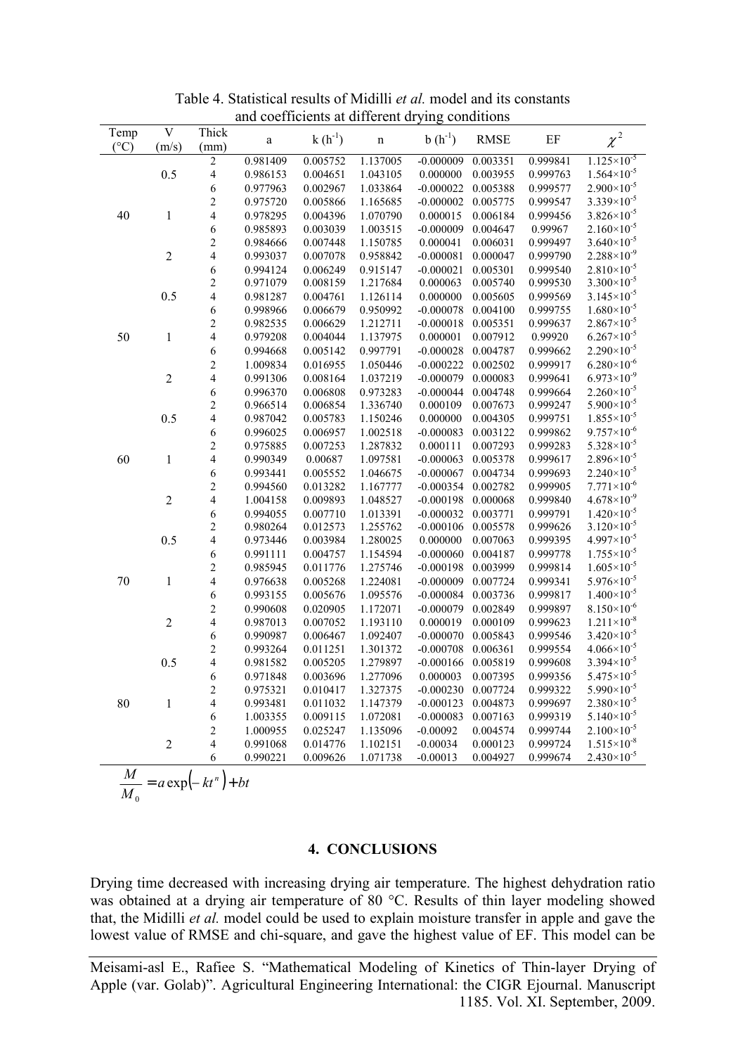Table 4. Statistical results of Midilli *et al.* model and its constants and coefficients at different drying conditions

| Temp (°C) | V (m/s) | Thick (mm) | a | k ($h^{-1}$) | n | b ($h^{-1}$) | RMSE | EF | $\chi^2$ |
|---|---|---|---|---|---|---|---|---|---|
| 40 | 0.5 | 2 | 0.981409 | 0.005752 | 1.137005 | -0.000009 | 0.003351 | 0.999841 | $1.125\times10^{-5}$ |
| | | 4 | 0.986153 | 0.004651 | 1.043105 | 0.000000 | 0.003955 | 0.999763 | $1.564\times10^{-5}$ |
| | | 6 | 0.977963 | 0.002967 | 1.033864 | -0.000022 | 0.005388 | 0.999577 | $2.900\times10^{-5}$ |
| | 1 | 2 | 0.975720 | 0.005866 | 1.165685 | -0.000002 | 0.005775 | 0.999547 | $3.339\times10^{-5}$ |
| | | 4 | 0.978295 | 0.004396 | 1.070790 | 0.000015 | 0.006184 | 0.999456 | $3.826\times10^{-5}$ |
| | | 6 | 0.985893 | 0.003039 | 1.003515 | -0.000009 | 0.004647 | 0.99967 | $2.160\times10^{-5}$ |
| | 2 | 2 | 0.984666 | 0.007448 | 1.150785 | 0.000041 | 0.006031 | 0.999497 | $3.640\times10^{-5}$ |
| | | 4 | 0.993037 | 0.007078 | 0.958842 | -0.000081 | 0.000047 | 0.999790 | $2.288\times10^{-9}$ |
| | | 6 | 0.994124 | 0.006249 | 0.915147 | -0.000021 | 0.005301 | 0.999540 | $2.810\times10^{-5}$ |
| 50 | 0.5 | 2 | 0.971079 | 0.008159 | 1.217684 | 0.000063 | 0.005740 | 0.999530 | $3.300\times10^{-5}$ |
| | | 4 | 0.981287 | 0.004761 | 1.126114 | 0.000000 | 0.005605 | 0.999569 | $3.145\times10^{-5}$ |
| | | 6 | 0.998966 | 0.006679 | 0.950992 | -0.000078 | 0.004100 | 0.999755 | $1.680\times10^{-5}$ |
| | 1 | 2 | 0.982535 | 0.006629 | 1.212711 | -0.000018 | 0.005351 | 0.999637 | $2.867\times10^{-5}$ |
| | | 4 | 0.979208 | 0.004044 | 1.137975 | 0.000001 | 0.007912 | 0.99920 | $6.267\times10^{-5}$ |
| | | 6 | 0.994668 | 0.005142 | 0.997791 | -0.000028 | 0.004787 | 0.999662 | $2.290\times10^{-5}$ |
| | 2 | 2 | 1.009834 | 0.016955 | 1.050446 | -0.000222 | 0.002502 | 0.999917 | $6.280\times10^{-6}$ |
| | | 4 | 0.991306 | 0.008164 | 1.037219 | -0.000079 | 0.000083 | 0.999641 | $6.973\times10^{-9}$ |
| | | 6 | 0.996370 | 0.006808 | 0.973283 | -0.000044 | 0.004748 | 0.999664 | $2.260\times10^{-5}$ |
| 60 | 0.5 | 2 | 0.966514 | 0.006854 | 1.336740 | 0.000109 | 0.007673 | 0.999247 | $5.900\times10^{-5}$ |
| | | 4 | 0.987042 | 0.005783 | 1.150246 | 0.000000 | 0.004305 | 0.999751 | $1.855\times10^{-5}$ |
| | | 6 | 0.996025 | 0.006957 | 1.002518 | -0.000083 | 0.003122 | 0.999862 | $9.757\times10^{-6}$ |
| | 1 | 2 | 0.975885 | 0.007253 | 1.287832 | 0.000111 | 0.007293 | 0.999283 | $5.328\times10^{-5}$ |
| | | 4 | 0.990349 | 0.00687 | 1.097581 | -0.000063 | 0.005378 | 0.999617 | $2.896\times10^{-5}$ |
| | | 6 | 0.993441 | 0.005552 | 1.046675 | -0.000067 | 0.004734 | 0.999693 | $2.240\times10^{-5}$ |
| | 2 | 2 | 0.994560 | 0.013282 | 1.167777 | -0.000354 | 0.002782 | 0.999905 | $7.771\times10^{-6}$ |
| | | 4 | 1.004158 | 0.009893 | 1.048527 | -0.000198 | 0.000068 | 0.999840 | $4.678\times10^{-9}$ |
| | | 6 | 0.994055 | 0.007710 | 1.013391 | -0.000032 | 0.003771 | 0.999791 | $1.420\times10^{-5}$ |
| 70 | 0.5 | 2 | 0.980264 | 0.012573 | 1.255762 | -0.000106 | 0.005578 | 0.999626 | $3.120\times10^{-5}$ |
| | | 4 | 0.973446 | 0.003984 | 1.280025 | 0.000000 | 0.007063 | 0.999395 | $4.997\times10^{-5}$ |
| | | 6 | 0.991111 | 0.004757 | 1.154594 | -0.000060 | 0.004187 | 0.999778 | $1.755\times10^{-5}$ |
| | 1 | 2 | 0.985945 | 0.011776 | 1.275746 | -0.000198 | 0.003999 | 0.999814 | $1.605\times10^{-5}$ |
| | | 4 | 0.976638 | 0.005268 | 1.224081 | -0.000009 | 0.007724 | 0.999341 | $5.976\times10^{-5}$ |
| | | 6 | 0.993155 | 0.005676 | 1.095576 | -0.000084 | 0.003736 | 0.999817 | $1.400\times10^{-5}$ |
| | 2 | 2 | 0.990608 | 0.020905 | 1.172071 | -0.000079 | 0.002849 | 0.999897 | $8.150\times10^{-6}$ |
| | | 4 | 0.987013 | 0.007052 | 1.193110 | 0.000019 | 0.000109 | 0.999623 | $1.211\times10^{-8}$ |
| | | 6 | 0.990987 | 0.006467 | 1.092407 | -0.000070 | 0.005843 | 0.999546 | $3.420\times10^{-5}$ |
| 80 | 0.5 | 2 | 0.993264 | 0.011251 | 1.301372 | -0.000708 | 0.006361 | 0.999554 | $4.066\times10^{-5}$ |
| | | 4 | 0.981582 | 0.005205 | 1.279897 | -0.000166 | 0.005819 | 0.999608 | $3.394\times10^{-5}$ |
| | | 6 | 0.971848 | 0.003696 | 1.277096 | 0.000003 | 0.007395 | 0.999356 | $5.475\times10^{-5}$ |
| | 1 | 2 | 0.975321 | 0.010417 | 1.327375 | -0.000230 | 0.007724 | 0.999322 | $5.990\times10^{-5}$ |
| | | 4 | 0.993481 | 0.011032 | 1.147379 | -0.000123 | 0.004873 | 0.999697 | $2.380\times10^{-5}$ |
| | | 6 | 1.003355 | 0.009115 | 1.072081 | -0.000083 | 0.007163 | 0.999319 | $5.140\times10^{-5}$ |
| | 2 | 2 | 1.000955 | 0.025247 | 1.135096 | -0.00092 | 0.004574 | 0.999744 | $2.100\times10^{-5}$ |
| | | 4 | 0.991068 | 0.014776 | 1.102151 | -0.00034 | 0.000123 | 0.999724 | $1.515\times10^{-8}$ |
| | | 6 | 0.990221 | 0.009626 | 1.071738 | -0.00013 | 0.004927 | 0.999674 | $2.430\times10^{-5}$ |

$$\frac{M}{M_0} = a\exp\left(-kt^n\right) + bt$$

## 4. CONCLUSIONS

Drying time decreased with increasing drying air temperature. The highest dehydration ratio was obtained at a drying air temperature of 80 °C. Results of thin layer modeling showed that, the Midilli *et al.* model could be used to explain moisture transfer in apple and gave the lowest value of RMSE and chi-square, and gave the highest value of EF. This model can be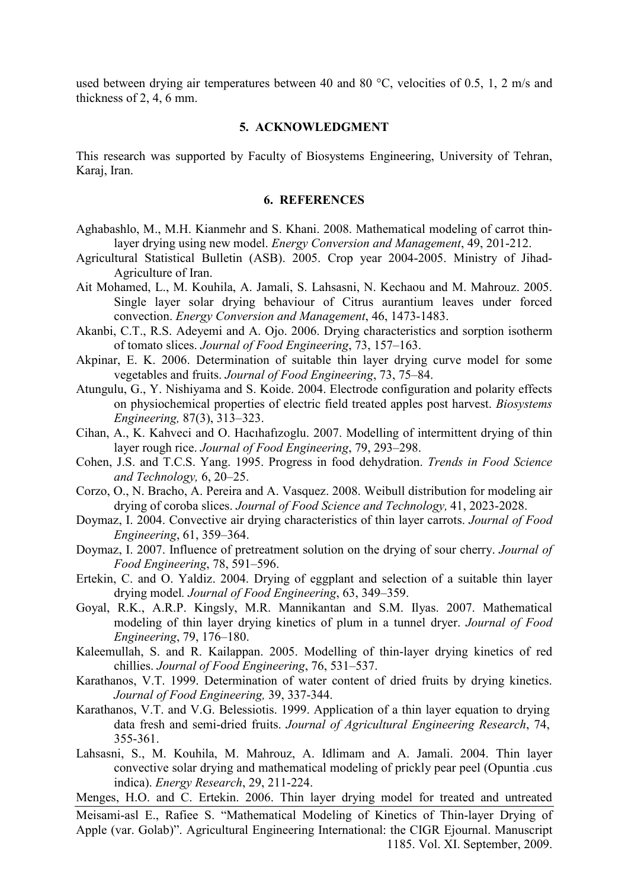used between drying air temperatures between 40 and 80 °C, velocities of 0.5, 1, 2 m/s and thickness of 2, 4, 6 mm.

## 5. ACKNOWLEDGMENT

This research was supported by Faculty of Biosystems Engineering, University of Tehran, Karaj, Iran.

## 6. REFERENCES

Aghabashlo, M., M.H. Kianmehr and S. Khani. 2008. Mathematical modeling of carrot thin-layer drying using new model. *Energy Conversion and Management*, 49, 201-212.

Agricultural Statistical Bulletin (ASB). 2005. Crop year 2004-2005. Ministry of Jihad-Agriculture of Iran.

Ait Mohamed, L., M. Kouhila, A. Jamali, S. Lahsasni, N. Kechaou and M. Mahrouz. 2005. Single layer solar drying behaviour of Citrus aurantium leaves under forced convection. *Energy Conversion and Management*, 46, 1473-1483.

Akanbi, C.T., R.S. Adeyemi and A. Ojo. 2006. Drying characteristics and sorption isotherm of tomato slices. *Journal of Food Engineering*, 73, 157–163.

Akpinar, E. K. 2006. Determination of suitable thin layer drying curve model for some vegetables and fruits. *Journal of Food Engineering*, 73, 75–84.

Atungulu, G., Y. Nishiyama and S. Koide. 2004. Electrode configuration and polarity effects on physiochemical properties of electric field treated apples post harvest. *Biosystems Engineering,* 87(3), 313–323.

Cihan, A., K. Kahveci and O. Hacıhafızoglu. 2007. Modelling of intermittent drying of thin layer rough rice. *Journal of Food Engineering*, 79, 293–298.

Cohen, J.S. and T.C.S. Yang. 1995. Progress in food dehydration. *Trends in Food Science and Technology,* 6, 20–25.

Corzo, O., N. Bracho, A. Pereira and A. Vasquez. 2008. Weibull distribution for modeling air drying of coroba slices. *Journal of Food Science and Technology,* 41, 2023-2028.

Doymaz, I. 2004. Convective air drying characteristics of thin layer carrots. *Journal of Food Engineering*, 61, 359–364.

Doymaz, I. 2007. Influence of pretreatment solution on the drying of sour cherry. *Journal of Food Engineering*, 78, 591–596.

Ertekin, C. and O. Yaldiz. 2004. Drying of eggplant and selection of a suitable thin layer drying model. *Journal of Food Engineering*, 63, 349–359.

Goyal, R.K., A.R.P. Kingsly, M.R. Mannikantan and S.M. Ilyas. 2007. Mathematical modeling of thin layer drying kinetics of plum in a tunnel dryer. *Journal of Food Engineering*, 79, 176–180.

Kaleemullah, S. and R. Kailappan. 2005. Modelling of thin-layer drying kinetics of red chillies. *Journal of Food Engineering*, 76, 531–537.

Karathanos, V.T. 1999. Determination of water content of dried fruits by drying kinetics. *Journal of Food Engineering,* 39, 337-344.

Karathanos, V.T. and V.G. Belessiotis. 1999. Application of a thin layer equation to drying data fresh and semi-dried fruits. *Journal of Agricultural Engineering Research*, 74, 355-361.

Lahsasni, S., M. Kouhila, M. Mahrouz, A. Idlimam and A. Jamali. 2004. Thin layer convective solar drying and mathematical modeling of prickly pear peel (Opuntia .cus indica). *Energy Research*, 29, 211-224.

Menges, H.O. and C. Ertekin. 2006. Thin layer drying model for treated and untreated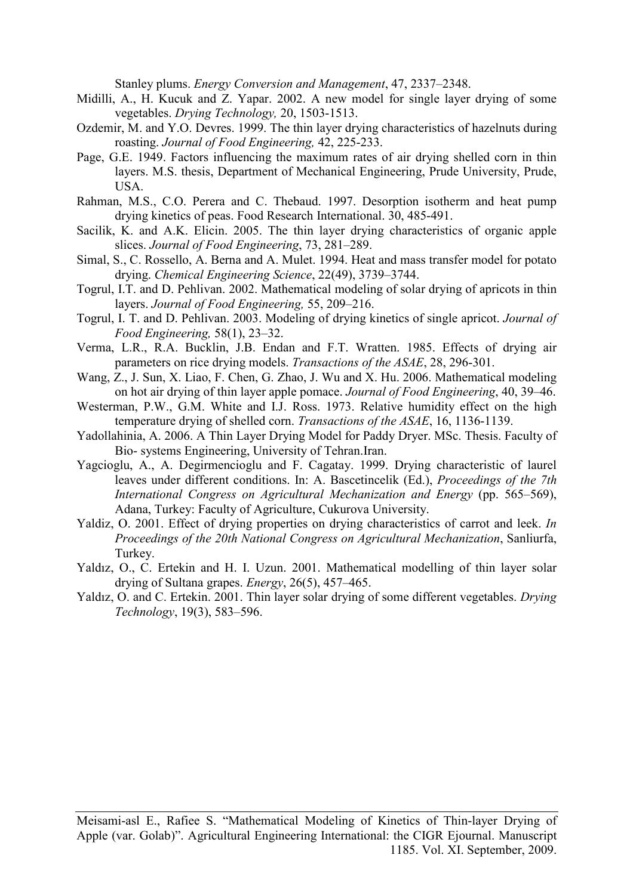Stanley plums. *Energy Conversion and Management*, 47, 2337–2348.

Midilli, A., H. Kucuk and Z. Yapar. 2002. A new model for single layer drying of some vegetables. *Drying Technology,* 20, 1503-1513.

Ozdemir, M. and Y.O. Devres. 1999. The thin layer drying characteristics of hazelnuts during roasting. *Journal of Food Engineering,* 42, 225-233.

Page, G.E. 1949. Factors influencing the maximum rates of air drying shelled corn in thin layers. M.S. thesis, Department of Mechanical Engineering, Prude University, Prude, USA.

Rahman, M.S., C.O. Perera and C. Thebaud. 1997. Desorption isotherm and heat pump drying kinetics of peas. Food Research International. 30, 485-491.

Sacilik, K. and A.K. Elicin. 2005. The thin layer drying characteristics of organic apple slices. *Journal of Food Engineering*, 73, 281–289.

Simal, S., C. Rossello, A. Berna and A. Mulet. 1994. Heat and mass transfer model for potato drying. *Chemical Engineering Science*, 22(49), 3739–3744.

Togrul, I.T. and D. Pehlivan. 2002. Mathematical modeling of solar drying of apricots in thin layers. *Journal of Food Engineering,* 55, 209–216.

Togrul, I. T. and D. Pehlivan. 2003. Modeling of drying kinetics of single apricot. *Journal of Food Engineering,* 58(1), 23–32.

Verma, L.R., R.A. Bucklin, J.B. Endan and F.T. Wratten. 1985. Effects of drying air parameters on rice drying models. *Transactions of the ASAE*, 28, 296-301.

Wang, Z., J. Sun, X. Liao, F. Chen, G. Zhao, J. Wu and X. Hu. 2006. Mathematical modeling on hot air drying of thin layer apple pomace. *Journal of Food Engineering*, 40, 39–46.

Westerman, P.W., G.M. White and I.J. Ross. 1973. Relative humidity effect on the high temperature drying of shelled corn. *Transactions of the ASAE*, 16, 1136-1139.

Yadollahinia, A. 2006. A Thin Layer Drying Model for Paddy Dryer. MSc. Thesis. Faculty of Bio- systems Engineering, University of Tehran.Iran.

Yagcioglu, A., A. Degirmencioglu and F. Cagatay. 1999. Drying characteristic of laurel leaves under different conditions. In: A. Bascetincelik (Ed.), *Proceedings of the 7th International Congress on Agricultural Mechanization and Energy* (pp. 565–569), Adana, Turkey: Faculty of Agriculture, Cukurova University.

Yaldiz, O. 2001. Effect of drying properties on drying characteristics of carrot and leek. *In Proceedings of the 20th National Congress on Agricultural Mechanization*, Sanliurfa, Turkey.

Yaldız, O., C. Ertekin and H. I. Uzun. 2001. Mathematical modelling of thin layer solar drying of Sultana grapes. *Energy*, 26(5), 457–465.

Yaldız, O. and C. Ertekin. 2001. Thin layer solar drying of some different vegetables. *Drying Technology*, 19(3), 583–596.